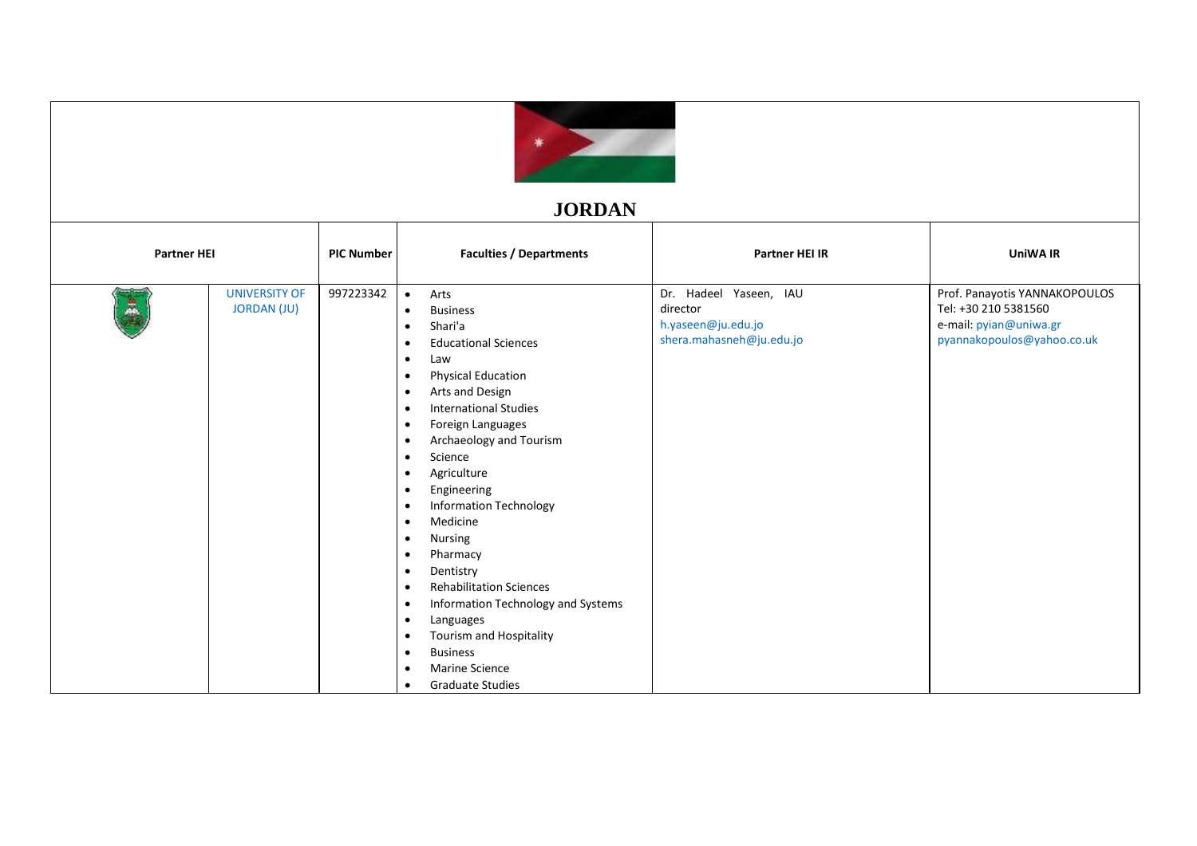# JORDAN

| Partner HEI | | PIC Number | Faculties / Departments | Partner HEI IR | UniWA IR |
|---|---|---|---|---|---|
| | UNIVERSITY OF JORDAN (JU) | 997223342 | • Arts<br>• Business<br>• Shari'a<br>• Educational Sciences<br>• Law<br>• Physical Education<br>• Arts and Design<br>• International Studies<br>• Foreign Languages<br>• Archaeology and Tourism<br>• Science<br>• Agriculture<br>• Engineering<br>• Information Technology<br>• Medicine<br>• Nursing<br>• Pharmacy<br>• Dentistry<br>• Rehabilitation Sciences<br>• Information Technology and Systems<br>• Languages<br>• Tourism and Hospitality<br>• Business<br>• Marine Science<br>• Graduate Studies | Dr. Hadeel Yaseen, IAU director<br>h.yaseen@ju.edu.jo<br>shera.mahasneh@ju.edu.jo | Prof. Panayotis YANNAKOPOULOS<br>Tel: +30 210 5381560<br>e-mail: pyian@uniwa.gr<br>pyannakopoulos@yahoo.co.uk |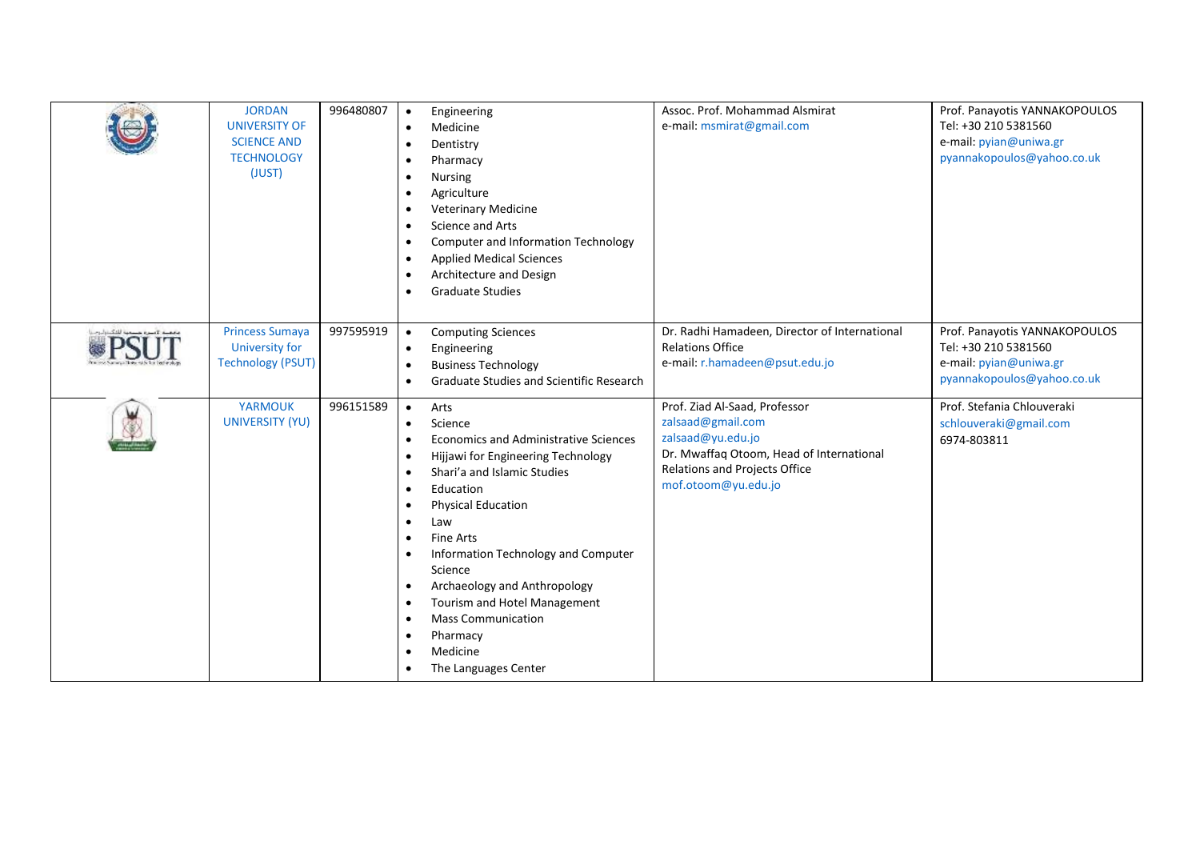| | | | | | |
|---|---|---|---|---|---|
| | JORDAN UNIVERSITY OF SCIENCE AND TECHNOLOGY (JUST) | 996480807 | • Engineering<br>• Medicine<br>• Dentistry<br>• Pharmacy<br>• Nursing<br>• Agriculture<br>• Veterinary Medicine<br>• Science and Arts<br>• Computer and Information Technology<br>• Applied Medical Sciences<br>• Architecture and Design<br>• Graduate Studies | Assoc. Prof. Mohammad Alsmirat<br>e-mail: msmirat@gmail.com | Prof. Panayotis YANNAKOPOULOS<br>Tel: +30 210 5381560<br>e-mail: pyian@uniwa.gr<br>pyannakopoulos@yahoo.co.uk |
| | Princess Sumaya University for Technology (PSUT) | 997595919 | • Computing Sciences<br>• Engineering<br>• Business Technology<br>• Graduate Studies and Scientific Research | Dr. Radhi Hamadeen, Director of International Relations Office<br>e-mail: r.hamadeen@psut.edu.jo | Prof. Panayotis YANNAKOPOULOS<br>Tel: +30 210 5381560<br>e-mail: pyian@uniwa.gr<br>pyannakopoulos@yahoo.co.uk |
| | YARMOUK UNIVERSITY (YU) | 996151589 | • Arts<br>• Science<br>• Economics and Administrative Sciences<br>• Hijjawi for Engineering Technology<br>• Shari'a and Islamic Studies<br>• Education<br>• Physical Education<br>• Law<br>• Fine Arts<br>• Information Technology and Computer Science<br>• Archaeology and Anthropology<br>• Tourism and Hotel Management<br>• Mass Communication<br>• Pharmacy<br>• Medicine<br>• The Languages Center | Prof. Ziad Al-Saad, Professor<br>zalsaad@gmail.com<br>zalsaad@yu.edu.jo<br>Dr. Mwaffaq Otoom, Head of International Relations and Projects Office<br>mof.otoom@yu.edu.jo | Prof. Stefania Chlouveraki<br>schlouveraki@gmail.com<br>6974-803811 |